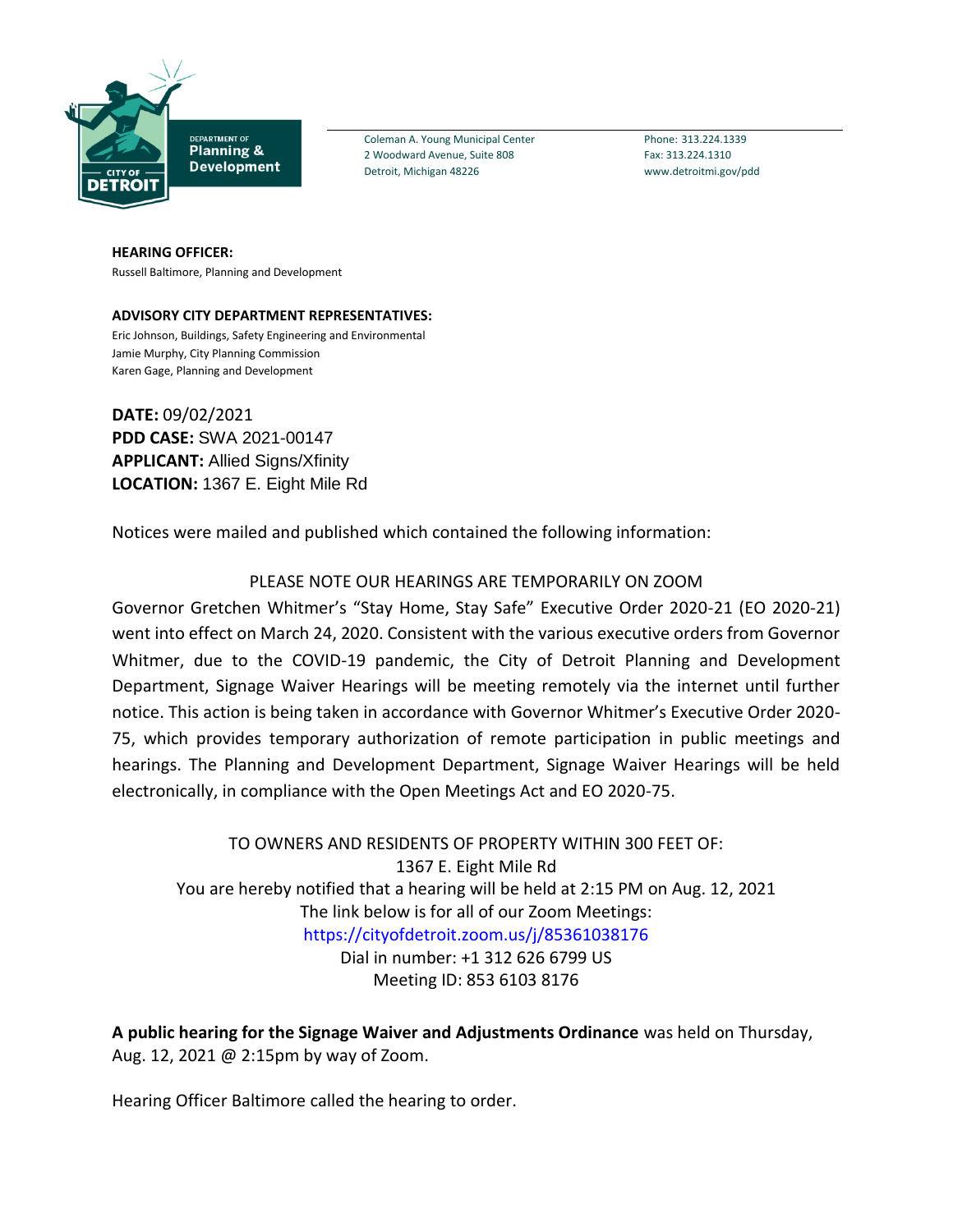DEPARTMENT OF **Planning & Development**

CITY OF DETROIT

Coleman A. Young Municipal Center
2 Woodward Avenue, Suite 808
Detroit, Michigan 48226

Phone: 313.224.1339
Fax: 313.224.1310
www.detroitmi.gov/pdd

**HEARING OFFICER:**
Russell Baltimore, Planning and Development

**ADVISORY CITY DEPARTMENT REPRESENTATIVES:**
Eric Johnson, Buildings, Safety Engineering and Environmental
Jamie Murphy, City Planning Commission
Karen Gage, Planning and Development

**DATE:** 09/02/2021
**PDD CASE:** SWA 2021-00147
**APPLICANT:** Allied Signs/Xfinity
**LOCATION:** 1367 E. Eight Mile Rd

Notices were mailed and published which contained the following information:

PLEASE NOTE OUR HEARINGS ARE TEMPORARILY ON ZOOM

Governor Gretchen Whitmer's "Stay Home, Stay Safe" Executive Order 2020-21 (EO 2020-21) went into effect on March 24, 2020. Consistent with the various executive orders from Governor Whitmer, due to the COVID-19 pandemic, the City of Detroit Planning and Development Department, Signage Waiver Hearings will be meeting remotely via the internet until further notice. This action is being taken in accordance with Governor Whitmer's Executive Order 2020-75, which provides temporary authorization of remote participation in public meetings and hearings. The Planning and Development Department, Signage Waiver Hearings will be held electronically, in compliance with the Open Meetings Act and EO 2020-75.

TO OWNERS AND RESIDENTS OF PROPERTY WITHIN 300 FEET OF:
1367 E. Eight Mile Rd
You are hereby notified that a hearing will be held at 2:15 PM on Aug. 12, 2021
The link below is for all of our Zoom Meetings:
https://cityofdetroit.zoom.us/j/85361038176
Dial in number: +1 312 626 6799 US
Meeting ID: 853 6103 8176

**A public hearing for the Signage Waiver and Adjustments Ordinance** was held on Thursday, Aug. 12, 2021 @ 2:15pm by way of Zoom.

Hearing Officer Baltimore called the hearing to order.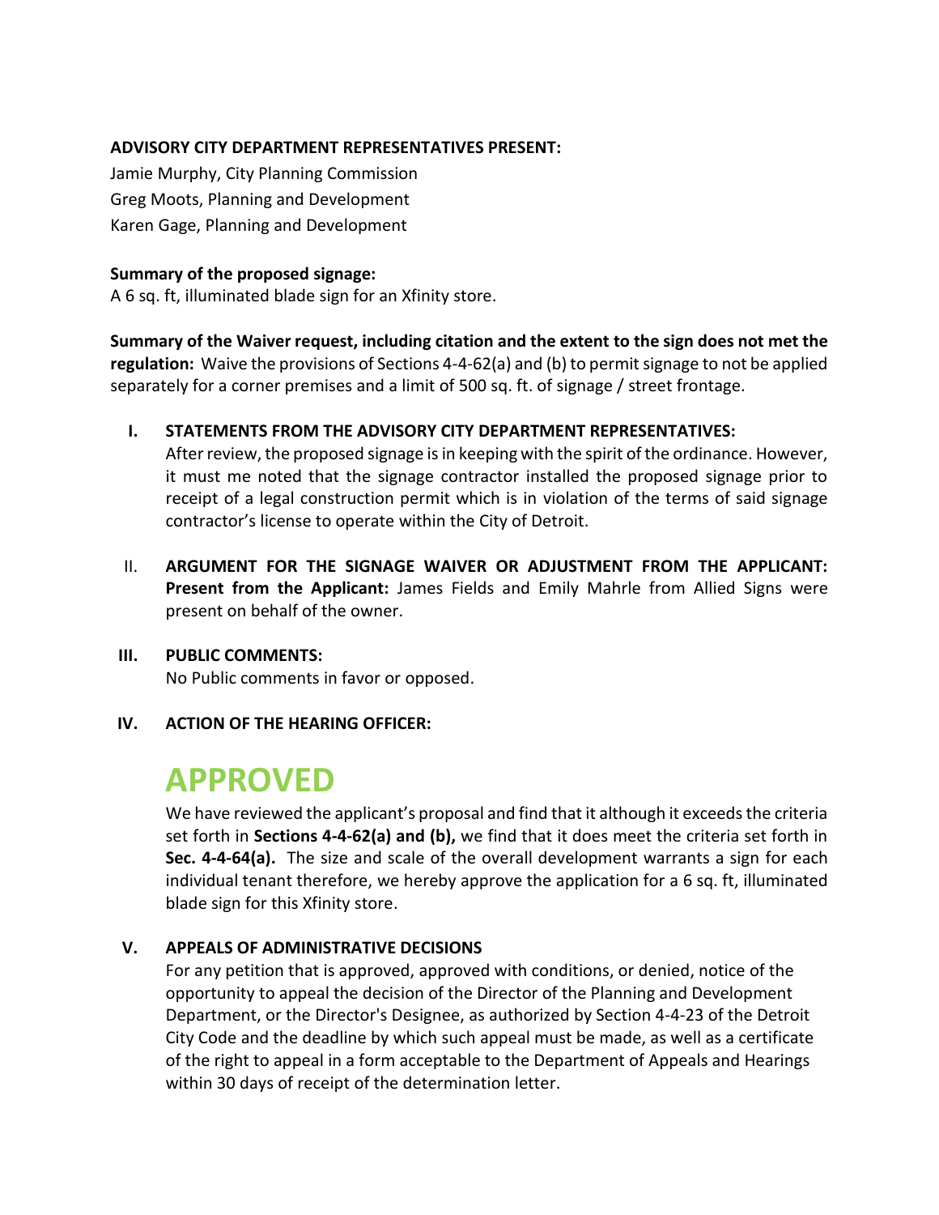**ADVISORY CITY DEPARTMENT REPRESENTATIVES PRESENT:**

Jamie Murphy, City Planning Commission
Greg Moots, Planning and Development
Karen Gage, Planning and Development

**Summary of the proposed signage:**
A 6 sq. ft, illuminated blade sign for an Xfinity store.

**Summary of the Waiver request, including citation and the extent to the sign does not met the regulation:** Waive the provisions of Sections 4-4-62(a) and (b) to permit signage to not be applied separately for a corner premises and a limit of 500 sq. ft. of signage / street frontage.

**I. STATEMENTS FROM THE ADVISORY CITY DEPARTMENT REPRESENTATIVES:**
After review, the proposed signage is in keeping with the spirit of the ordinance. However, it must me noted that the signage contractor installed the proposed signage prior to receipt of a legal construction permit which is in violation of the terms of said signage contractor's license to operate within the City of Detroit.

II. **ARGUMENT FOR THE SIGNAGE WAIVER OR ADJUSTMENT FROM THE APPLICANT: Present from the Applicant:** James Fields and Emily Mahrle from Allied Signs were present on behalf of the owner.

**III. PUBLIC COMMENTS:**
No Public comments in favor or opposed.

**IV. ACTION OF THE HEARING OFFICER:**

# APPROVED

We have reviewed the applicant's proposal and find that it although it exceeds the criteria set forth in **Sections 4-4-62(a) and (b),** we find that it does meet the criteria set forth in **Sec. 4-4-64(a).** The size and scale of the overall development warrants a sign for each individual tenant therefore, we hereby approve the application for a 6 sq. ft, illuminated blade sign for this Xfinity store.

**V. APPEALS OF ADMINISTRATIVE DECISIONS**
For any petition that is approved, approved with conditions, or denied, notice of the opportunity to appeal the decision of the Director of the Planning and Development Department, or the Director's Designee, as authorized by Section 4-4-23 of the Detroit City Code and the deadline by which such appeal must be made, as well as a certificate of the right to appeal in a form acceptable to the Department of Appeals and Hearings within 30 days of receipt of the determination letter.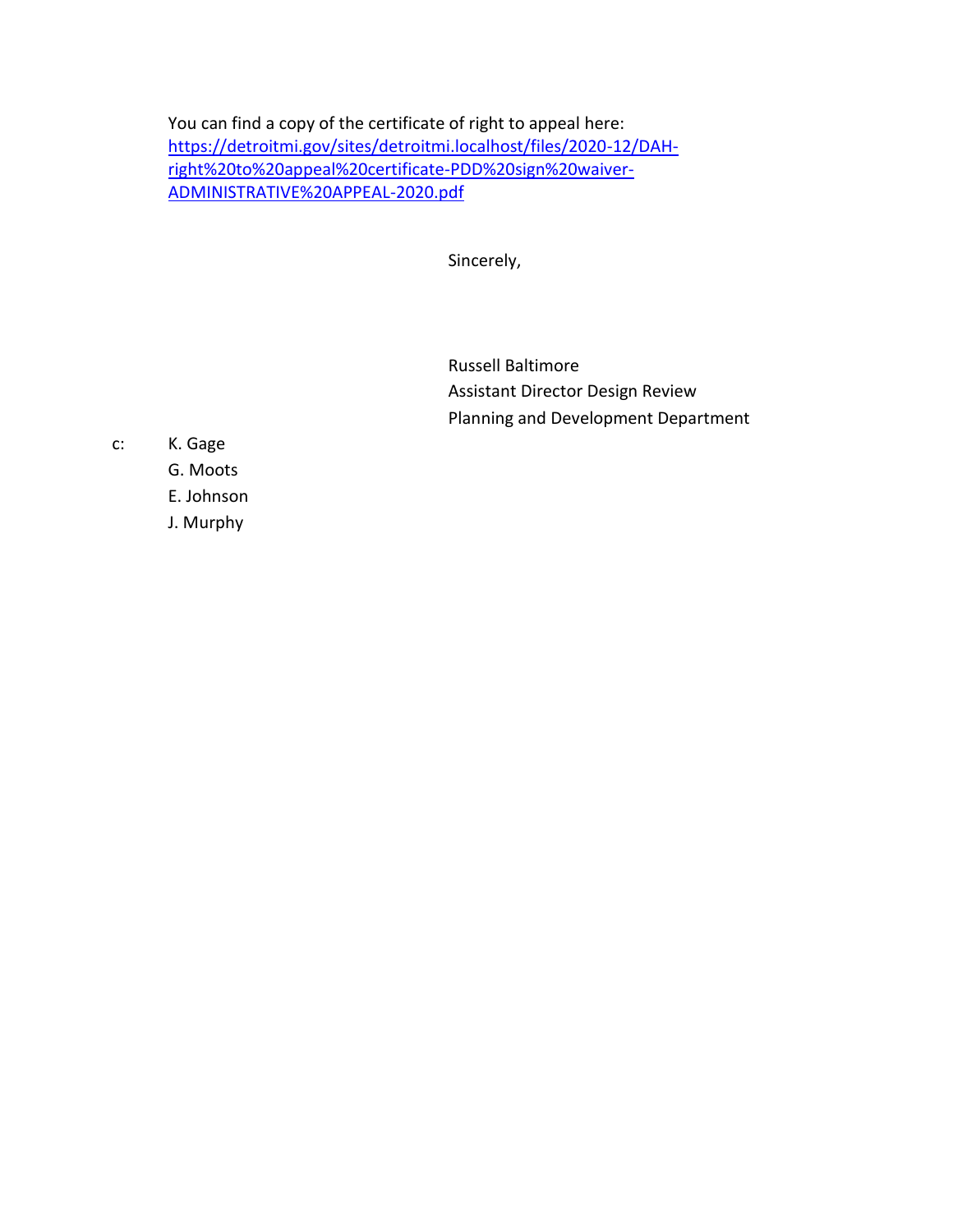You can find a copy of the certificate of right to appeal here: [https://detroitmi.gov/sites/detroitmi.localhost/files/2020-12/DAH-right%20to%20appeal%20certificate-PDD%20sign%20waiver-ADMINISTRATIVE%20APPEAL-2020.pdf](https://detroitmi.gov/sites/detroitmi.localhost/files/2020-12/DAH-right%20to%20appeal%20certificate-PDD%20sign%20waiver-ADMINISTRATIVE%20APPEAL-2020.pdf)

Sincerely,

Russell Baltimore
Assistant Director Design Review
Planning and Development Department

c: K. Gage
G. Moots
E. Johnson
J. Murphy